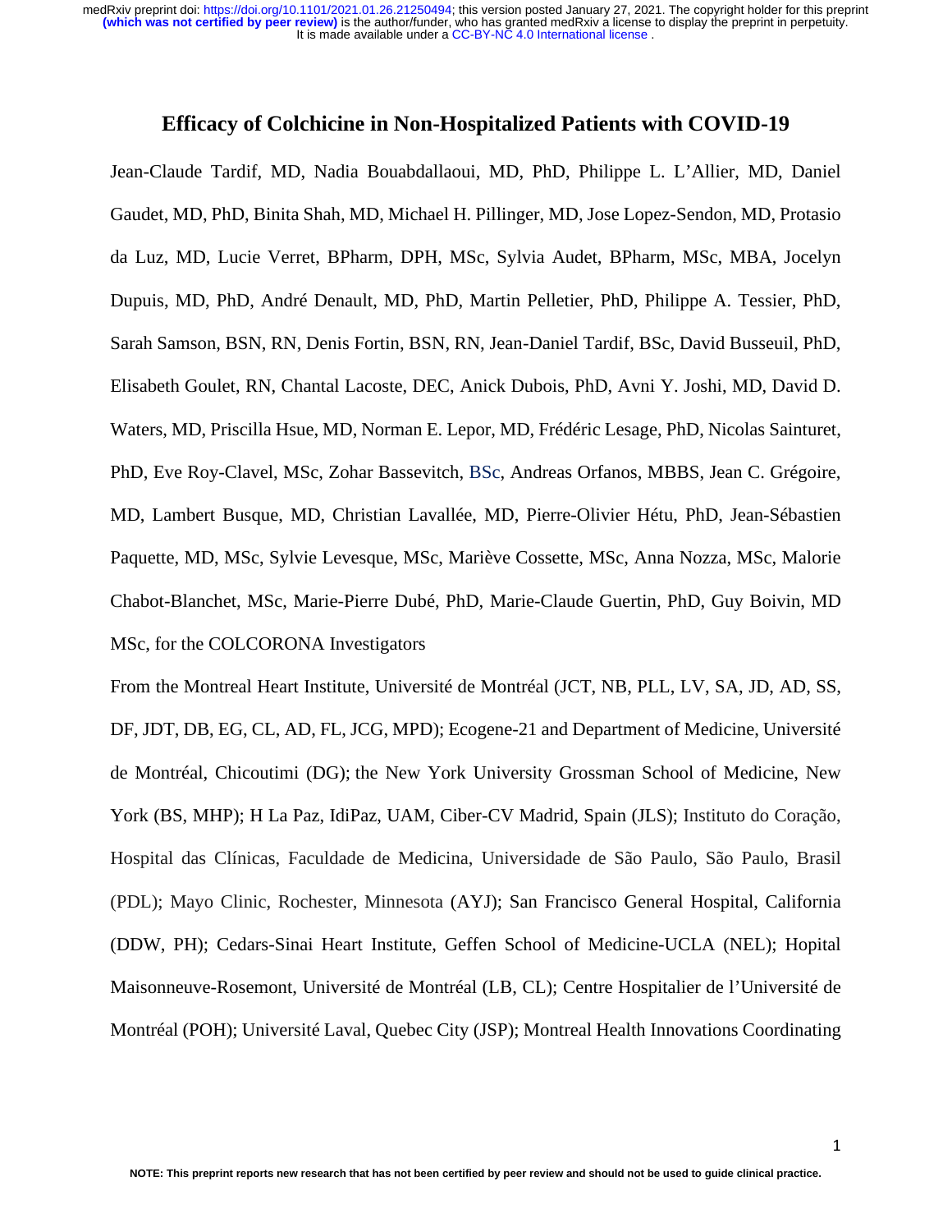# Efficacy of Colchicine in Non-Hospitalized Patients with COVID-19

Jean-Claude Tardif, MD, Nadia Bouabdallaoui, MD, PhD, Philippe L. L'Allier, MD, Daniel Gaudet, MD, PhD, Binita Shah, MD, Michael H. Pillinger, MD, Jose Lopez-Sendon, MD, Protasio da Luz, MD, Lucie Verret, BPharm, DPH, MSc, Sylvia Audet, BPharm, MSc, MBA, Jocelyn Dupuis, MD, PhD, André Denault, MD, PhD, Martin Pelletier, PhD, Philippe A. Tessier, PhD, Sarah Samson, BSN, RN, Denis Fortin, BSN, RN, Jean-Daniel Tardif, BSc, David Busseuil, PhD, Elisabeth Goulet, RN, Chantal Lacoste, DEC, Anick Dubois, PhD, Avni Y. Joshi, MD, David D. Waters, MD, Priscilla Hsue, MD, Norman E. Lepor, MD, Frédéric Lesage, PhD, Nicolas Sainturet, PhD, Eve Roy-Clavel, MSc, Zohar Bassevitch, BSc, Andreas Orfanos, MBBS, Jean C. Grégoire, MD, Lambert Busque, MD, Christian Lavallée, MD, Pierre-Olivier Hétu, PhD, Jean-Sébastien Paquette, MD, MSc, Sylvie Levesque, MSc, Mariève Cossette, MSc, Anna Nozza, MSc, Malorie Chabot-Blanchet, MSc, Marie-Pierre Dubé, PhD, Marie-Claude Guertin, PhD, Guy Boivin, MD MSc, for the COLCORONA Investigators

From the Montreal Heart Institute, Université de Montréal (JCT, NB, PLL, LV, SA, JD, AD, SS, DF, JDT, DB, EG, CL, AD, FL, JCG, MPD); Ecogene-21 and Department of Medicine, Université de Montréal, Chicoutimi (DG); the New York University Grossman School of Medicine, New York (BS, MHP); H La Paz, IdiPaz, UAM, Ciber-CV Madrid, Spain (JLS); Instituto do Coração, Hospital das Clínicas, Faculdade de Medicina, Universidade de São Paulo, São Paulo, Brasil (PDL); Mayo Clinic, Rochester, Minnesota (AYJ); San Francisco General Hospital, California (DDW, PH); Cedars-Sinai Heart Institute, Geffen School of Medicine-UCLA (NEL); Hopital Maisonneuve-Rosemont, Université de Montréal (LB, CL); Centre Hospitalier de l'Université de Montréal (POH); Université Laval, Quebec City (JSP); Montreal Health Innovations Coordinating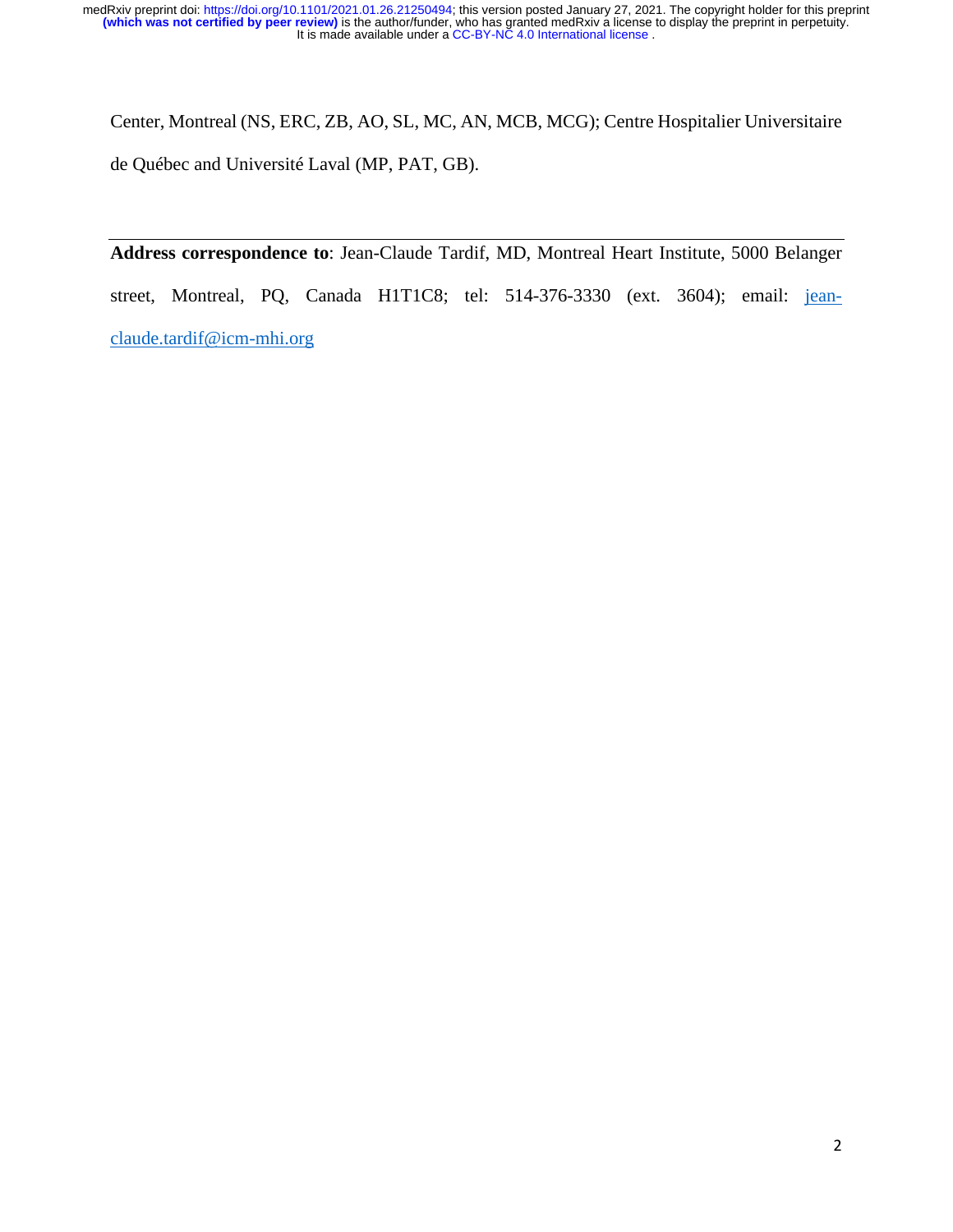Center, Montreal (NS, ERC, ZB, AO, SL, MC, AN, MCB, MCG); Centre Hospitalier Universitaire de Québec and Université Laval (MP, PAT, GB).

---

**Address correspondence to**: Jean-Claude Tardif, MD, Montreal Heart Institute, 5000 Belanger street, Montreal, PQ, Canada H1T1C8; tel: 514-376-3330 (ext. 3604); email: jean-claude.tardif@icm-mhi.org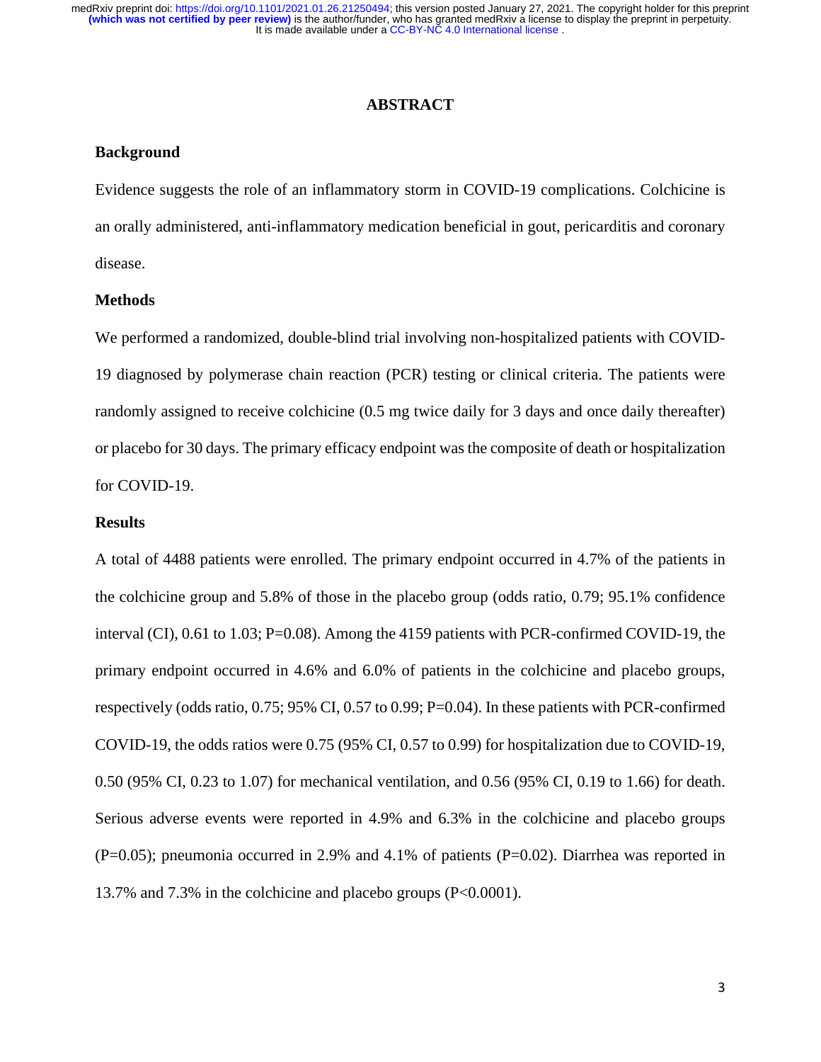## ABSTRACT

### Background

Evidence suggests the role of an inflammatory storm in COVID-19 complications. Colchicine is an orally administered, anti-inflammatory medication beneficial in gout, pericarditis and coronary disease.

### Methods

We performed a randomized, double-blind trial involving non-hospitalized patients with COVID-19 diagnosed by polymerase chain reaction (PCR) testing or clinical criteria. The patients were randomly assigned to receive colchicine (0.5 mg twice daily for 3 days and once daily thereafter) or placebo for 30 days. The primary efficacy endpoint was the composite of death or hospitalization for COVID-19.

### Results

A total of 4488 patients were enrolled. The primary endpoint occurred in 4.7% of the patients in the colchicine group and 5.8% of those in the placebo group (odds ratio, 0.79; 95.1% confidence interval (CI), 0.61 to 1.03; P=0.08). Among the 4159 patients with PCR-confirmed COVID-19, the primary endpoint occurred in 4.6% and 6.0% of patients in the colchicine and placebo groups, respectively (odds ratio, 0.75; 95% CI, 0.57 to 0.99; P=0.04). In these patients with PCR-confirmed COVID-19, the odds ratios were 0.75 (95% CI, 0.57 to 0.99) for hospitalization due to COVID-19, 0.50 (95% CI, 0.23 to 1.07) for mechanical ventilation, and 0.56 (95% CI, 0.19 to 1.66) for death. Serious adverse events were reported in 4.9% and 6.3% in the colchicine and placebo groups (P=0.05); pneumonia occurred in 2.9% and 4.1% of patients (P=0.02). Diarrhea was reported in 13.7% and 7.3% in the colchicine and placebo groups (P<0.0001).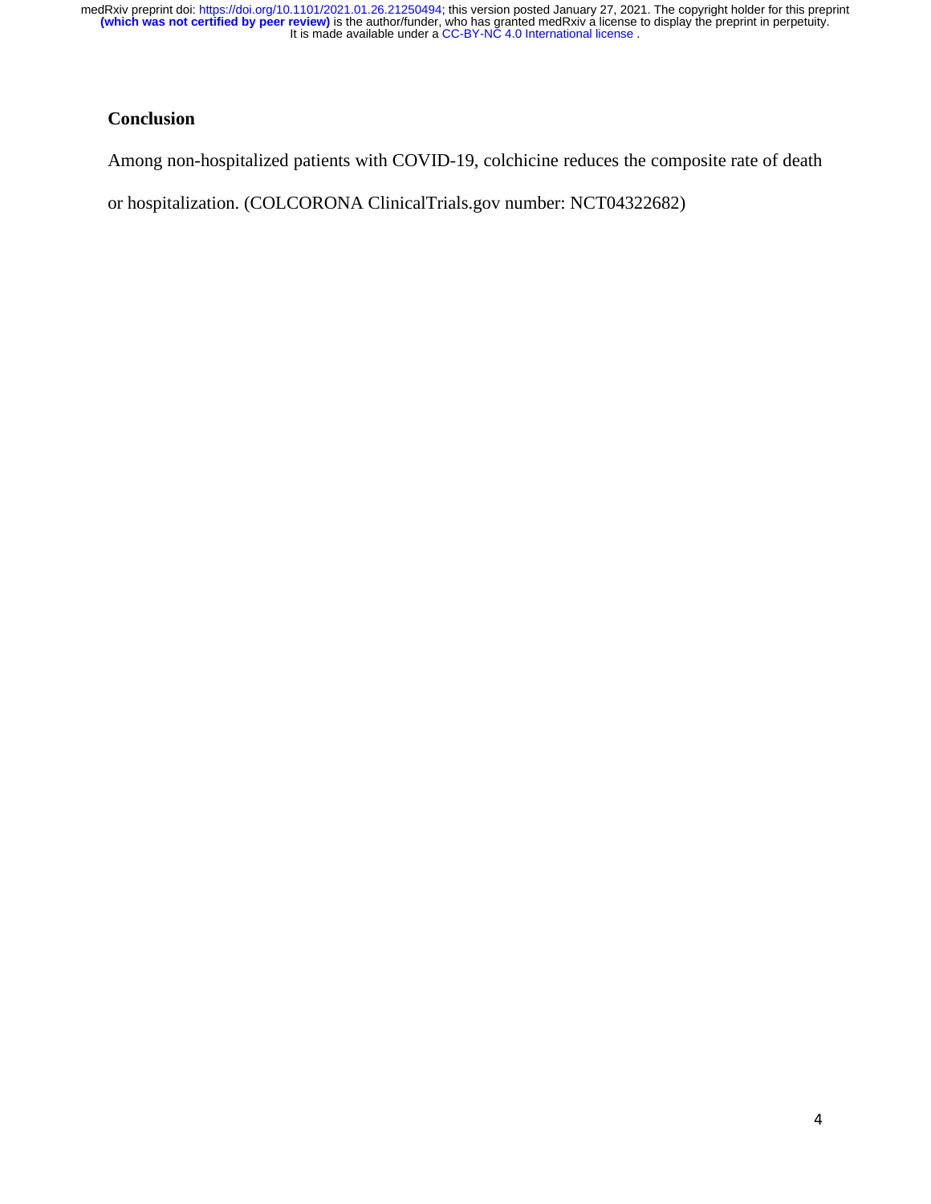## Conclusion

Among non-hospitalized patients with COVID-19, colchicine reduces the composite rate of death or hospitalization. (COLCORONA ClinicalTrials.gov number: NCT04322682)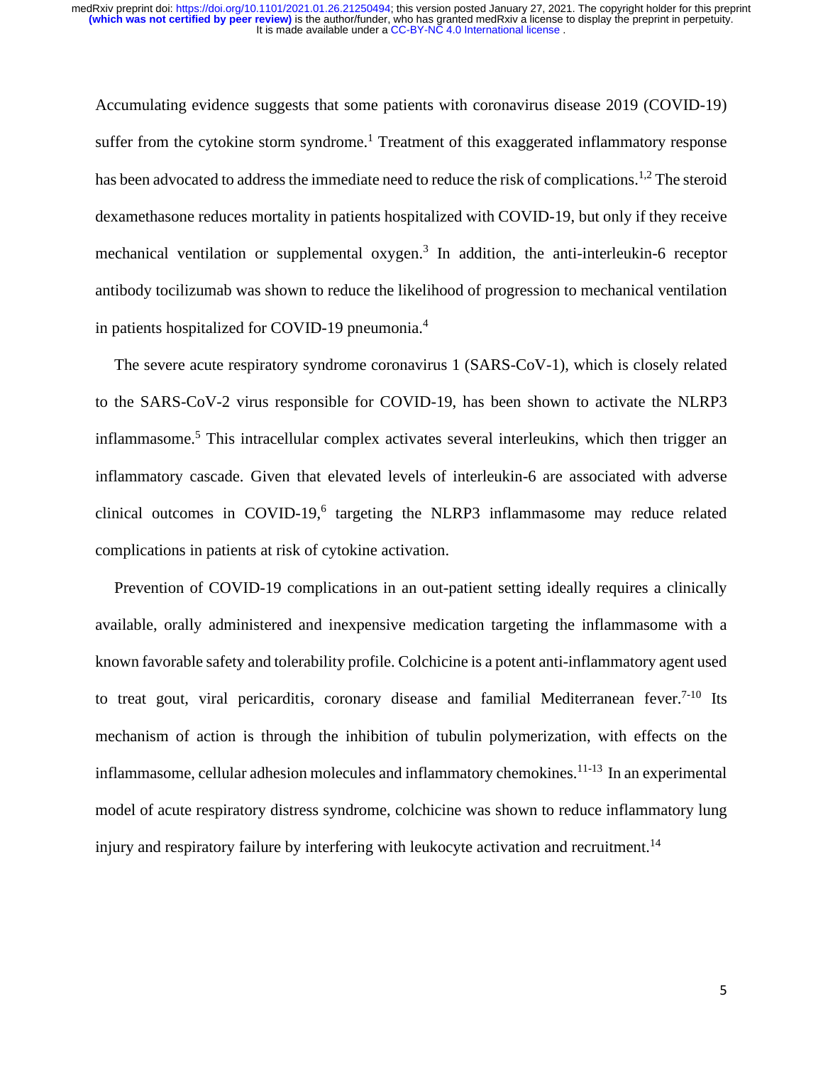Accumulating evidence suggests that some patients with coronavirus disease 2019 (COVID-19) suffer from the cytokine storm syndrome.[1] Treatment of this exaggerated inflammatory response has been advocated to address the immediate need to reduce the risk of complications.[1,2] The steroid dexamethasone reduces mortality in patients hospitalized with COVID-19, but only if they receive mechanical ventilation or supplemental oxygen.[3] In addition, the anti-interleukin-6 receptor antibody tocilizumab was shown to reduce the likelihood of progression to mechanical ventilation in patients hospitalized for COVID-19 pneumonia.[4]

The severe acute respiratory syndrome coronavirus 1 (SARS-CoV-1), which is closely related to the SARS-CoV-2 virus responsible for COVID-19, has been shown to activate the NLRP3 inflammasome.[5] This intracellular complex activates several interleukins, which then trigger an inflammatory cascade. Given that elevated levels of interleukin-6 are associated with adverse clinical outcomes in COVID-19,[6] targeting the NLRP3 inflammasome may reduce related complications in patients at risk of cytokine activation.

Prevention of COVID-19 complications in an out-patient setting ideally requires a clinically available, orally administered and inexpensive medication targeting the inflammasome with a known favorable safety and tolerability profile. Colchicine is a potent anti-inflammatory agent used to treat gout, viral pericarditis, coronary disease and familial Mediterranean fever.[7-10] Its mechanism of action is through the inhibition of tubulin polymerization, with effects on the inflammasome, cellular adhesion molecules and inflammatory chemokines.[11-13] In an experimental model of acute respiratory distress syndrome, colchicine was shown to reduce inflammatory lung injury and respiratory failure by interfering with leukocyte activation and recruitment.[14]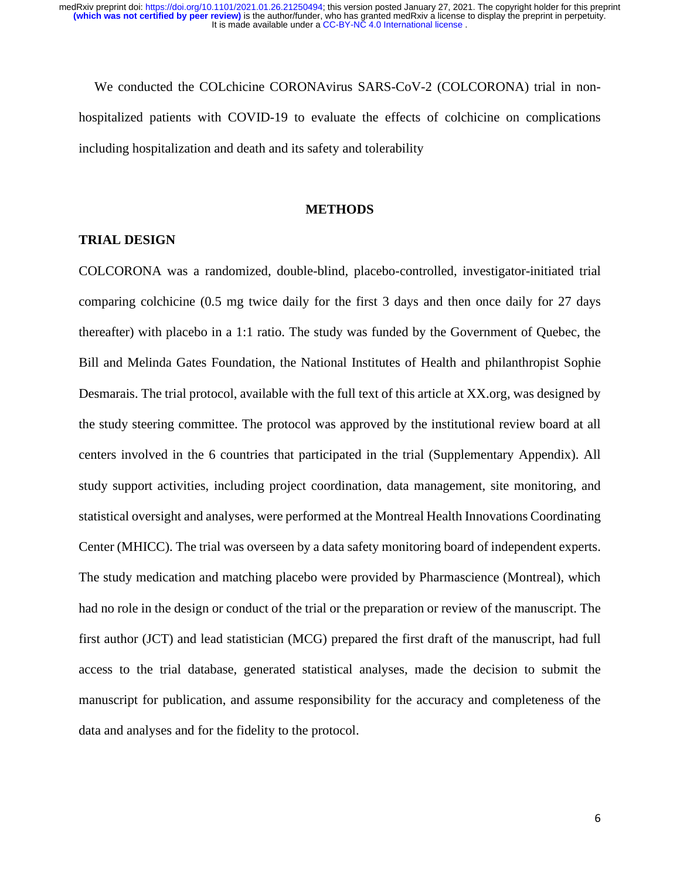We conducted the COLchicine CORONAvirus SARS-CoV-2 (COLCORONA) trial in non-hospitalized patients with COVID-19 to evaluate the effects of colchicine on complications including hospitalization and death and its safety and tolerability

## METHODS

### TRIAL DESIGN

COLCORONA was a randomized, double-blind, placebo-controlled, investigator-initiated trial comparing colchicine (0.5 mg twice daily for the first 3 days and then once daily for 27 days thereafter) with placebo in a 1:1 ratio. The study was funded by the Government of Quebec, the Bill and Melinda Gates Foundation, the National Institutes of Health and philanthropist Sophie Desmarais. The trial protocol, available with the full text of this article at XX.org, was designed by the study steering committee. The protocol was approved by the institutional review board at all centers involved in the 6 countries that participated in the trial (Supplementary Appendix). All study support activities, including project coordination, data management, site monitoring, and statistical oversight and analyses, were performed at the Montreal Health Innovations Coordinating Center (MHICC). The trial was overseen by a data safety monitoring board of independent experts. The study medication and matching placebo were provided by Pharmascience (Montreal), which had no role in the design or conduct of the trial or the preparation or review of the manuscript. The first author (JCT) and lead statistician (MCG) prepared the first draft of the manuscript, had full access to the trial database, generated statistical analyses, made the decision to submit the manuscript for publication, and assume responsibility for the accuracy and completeness of the data and analyses and for the fidelity to the protocol.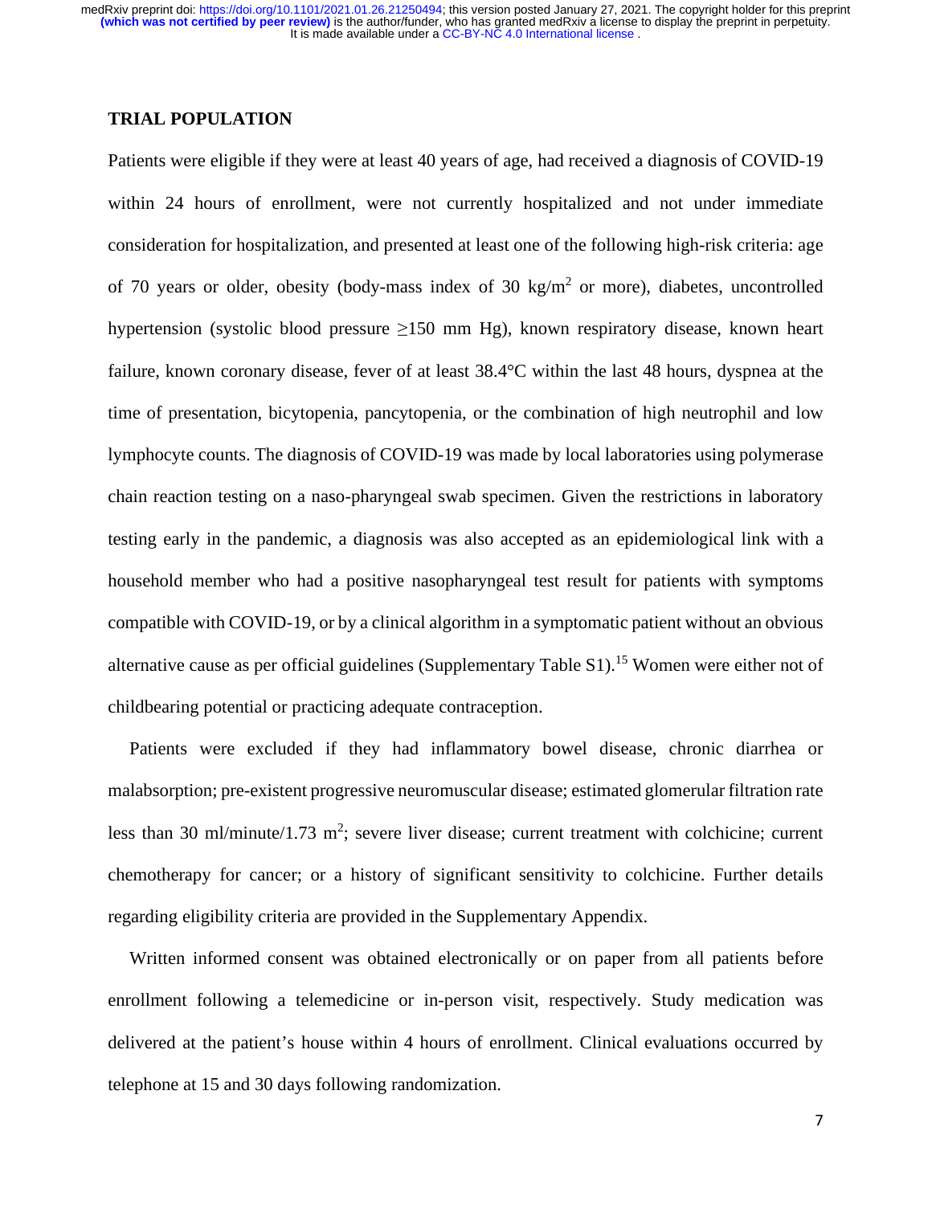## TRIAL POPULATION

Patients were eligible if they were at least 40 years of age, had received a diagnosis of COVID-19 within 24 hours of enrollment, were not currently hospitalized and not under immediate consideration for hospitalization, and presented at least one of the following high-risk criteria: age of 70 years or older, obesity (body-mass index of 30 kg/m$^2$ or more), diabetes, uncontrolled hypertension (systolic blood pressure ≥150 mm Hg), known respiratory disease, known heart failure, known coronary disease, fever of at least 38.4°C within the last 48 hours, dyspnea at the time of presentation, bicytopenia, pancytopenia, or the combination of high neutrophil and low lymphocyte counts. The diagnosis of COVID-19 was made by local laboratories using polymerase chain reaction testing on a naso-pharyngeal swab specimen. Given the restrictions in laboratory testing early in the pandemic, a diagnosis was also accepted as an epidemiological link with a household member who had a positive nasopharyngeal test result for patients with symptoms compatible with COVID-19, or by a clinical algorithm in a symptomatic patient without an obvious alternative cause as per official guidelines (Supplementary Table S1).[15] Women were either not of childbearing potential or practicing adequate contraception.

Patients were excluded if they had inflammatory bowel disease, chronic diarrhea or malabsorption; pre-existent progressive neuromuscular disease; estimated glomerular filtration rate less than 30 ml/minute/1.73 m$^2$; severe liver disease; current treatment with colchicine; current chemotherapy for cancer; or a history of significant sensitivity to colchicine. Further details regarding eligibility criteria are provided in the Supplementary Appendix.

Written informed consent was obtained electronically or on paper from all patients before enrollment following a telemedicine or in-person visit, respectively. Study medication was delivered at the patient's house within 4 hours of enrollment. Clinical evaluations occurred by telephone at 15 and 30 days following randomization.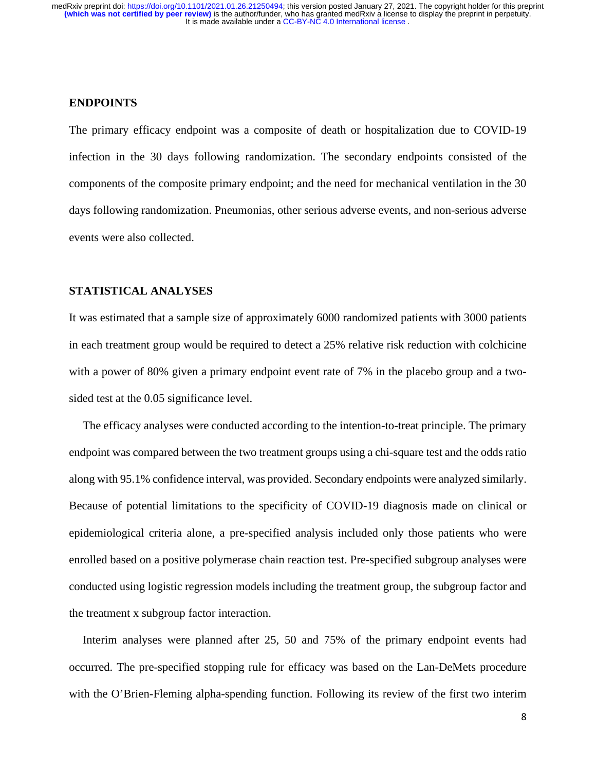## ENDPOINTS

The primary efficacy endpoint was a composite of death or hospitalization due to COVID-19 infection in the 30 days following randomization. The secondary endpoints consisted of the components of the composite primary endpoint; and the need for mechanical ventilation in the 30 days following randomization. Pneumonias, other serious adverse events, and non-serious adverse events were also collected.

## STATISTICAL ANALYSES

It was estimated that a sample size of approximately 6000 randomized patients with 3000 patients in each treatment group would be required to detect a 25% relative risk reduction with colchicine with a power of 80% given a primary endpoint event rate of 7% in the placebo group and a two-sided test at the 0.05 significance level.

The efficacy analyses were conducted according to the intention-to-treat principle. The primary endpoint was compared between the two treatment groups using a chi-square test and the odds ratio along with 95.1% confidence interval, was provided. Secondary endpoints were analyzed similarly. Because of potential limitations to the specificity of COVID-19 diagnosis made on clinical or epidemiological criteria alone, a pre-specified analysis included only those patients who were enrolled based on a positive polymerase chain reaction test. Pre-specified subgroup analyses were conducted using logistic regression models including the treatment group, the subgroup factor and the treatment x subgroup factor interaction.

Interim analyses were planned after 25, 50 and 75% of the primary endpoint events had occurred. The pre-specified stopping rule for efficacy was based on the Lan-DeMets procedure with the O'Brien-Fleming alpha-spending function. Following its review of the first two interim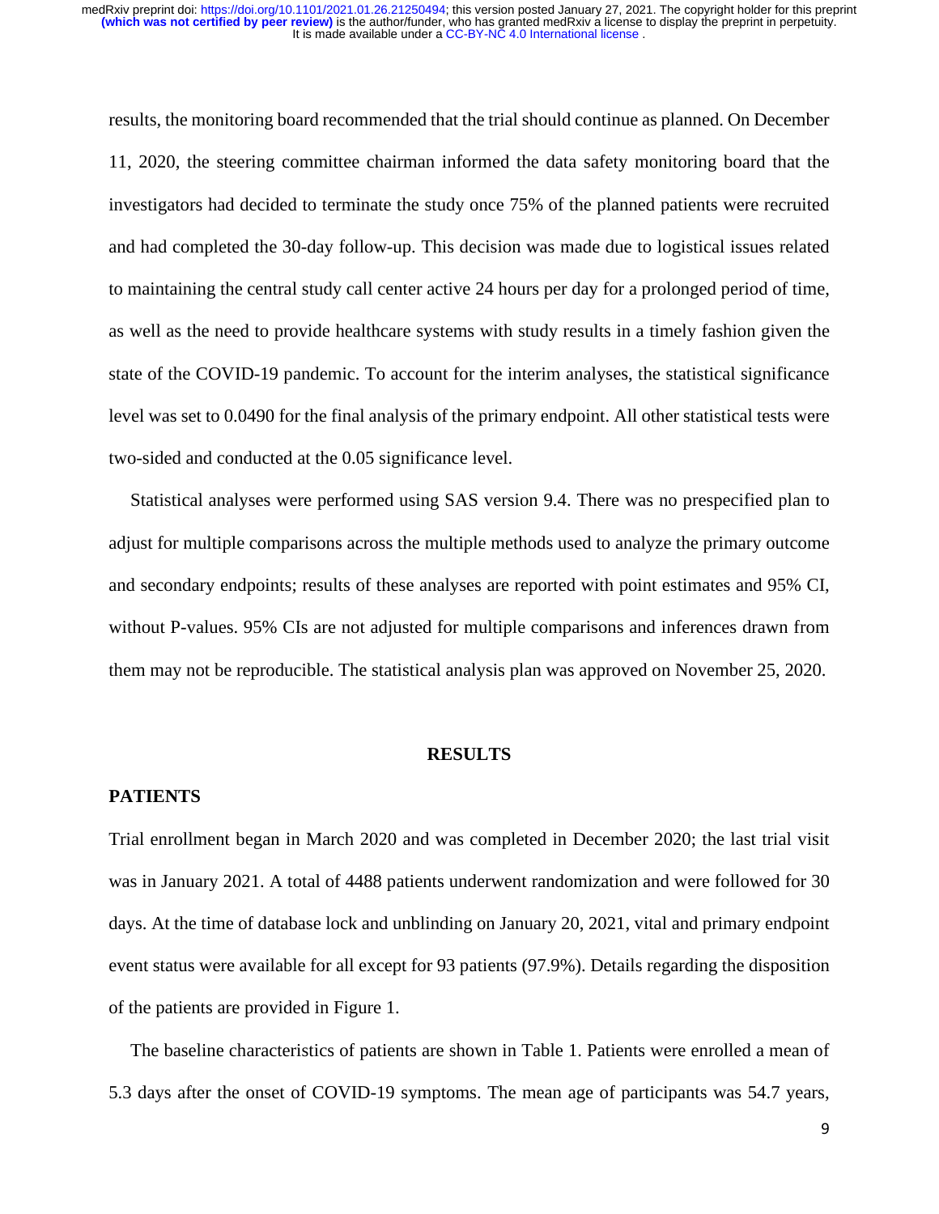results, the monitoring board recommended that the trial should continue as planned. On December 11, 2020, the steering committee chairman informed the data safety monitoring board that the investigators had decided to terminate the study once 75% of the planned patients were recruited and had completed the 30-day follow-up. This decision was made due to logistical issues related to maintaining the central study call center active 24 hours per day for a prolonged period of time, as well as the need to provide healthcare systems with study results in a timely fashion given the state of the COVID-19 pandemic. To account for the interim analyses, the statistical significance level was set to 0.0490 for the final analysis of the primary endpoint. All other statistical tests were two-sided and conducted at the 0.05 significance level.

Statistical analyses were performed using SAS version 9.4. There was no prespecified plan to adjust for multiple comparisons across the multiple methods used to analyze the primary outcome and secondary endpoints; results of these analyses are reported with point estimates and 95% CI, without P-values. 95% CIs are not adjusted for multiple comparisons and inferences drawn from them may not be reproducible. The statistical analysis plan was approved on November 25, 2020.

# RESULTS

## PATIENTS

Trial enrollment began in March 2020 and was completed in December 2020; the last trial visit was in January 2021. A total of 4488 patients underwent randomization and were followed for 30 days. At the time of database lock and unblinding on January 20, 2021, vital and primary endpoint event status were available for all except for 93 patients (97.9%). Details regarding the disposition of the patients are provided in Figure 1.

The baseline characteristics of patients are shown in Table 1. Patients were enrolled a mean of 5.3 days after the onset of COVID-19 symptoms. The mean age of participants was 54.7 years,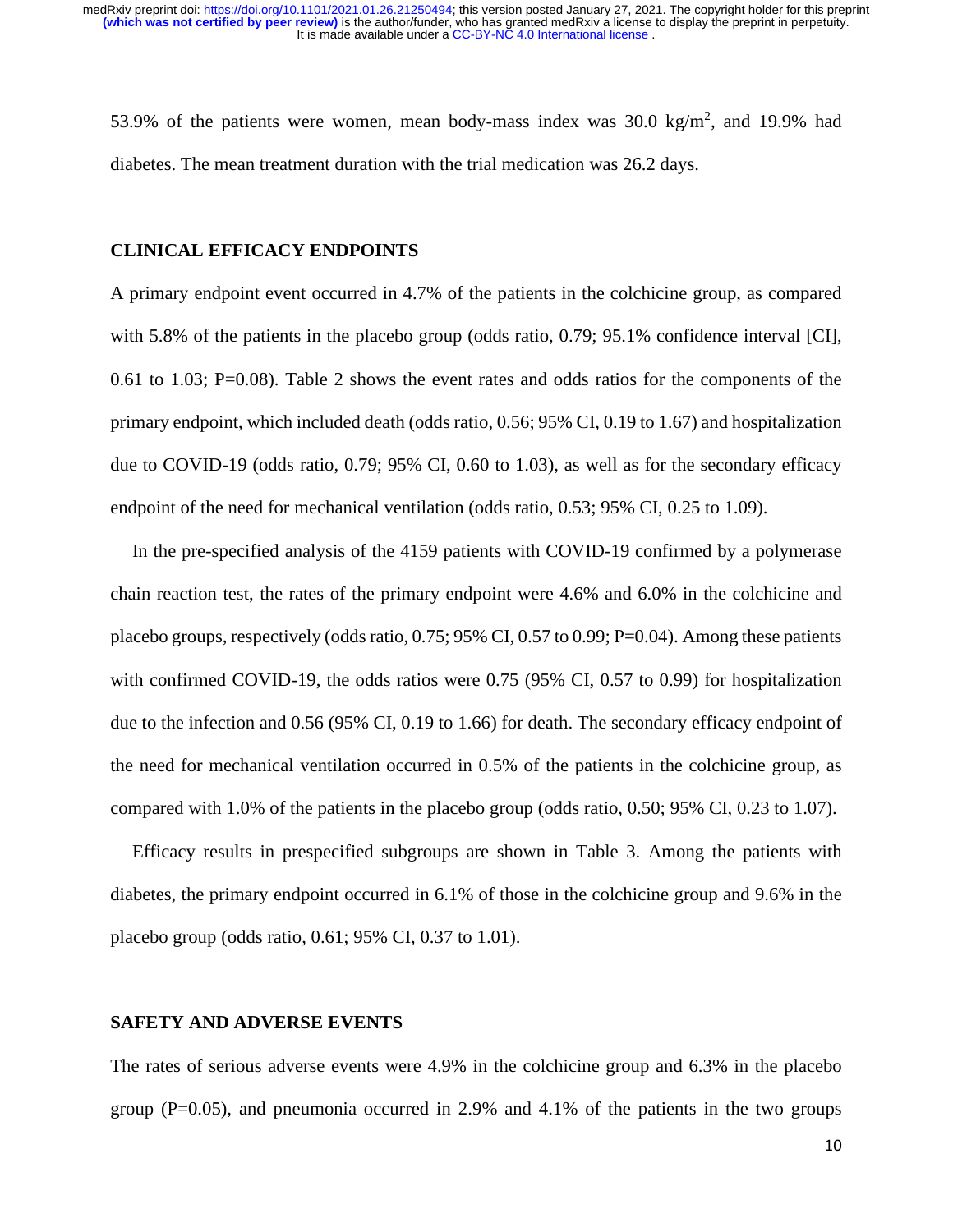53.9% of the patients were women, mean body-mass index was 30.0 kg/m$^2$, and 19.9% had diabetes. The mean treatment duration with the trial medication was 26.2 days.

## CLINICAL EFFICACY ENDPOINTS

A primary endpoint event occurred in 4.7% of the patients in the colchicine group, as compared with 5.8% of the patients in the placebo group (odds ratio, 0.79; 95.1% confidence interval [CI], 0.61 to 1.03; P=0.08). Table 2 shows the event rates and odds ratios for the components of the primary endpoint, which included death (odds ratio, 0.56; 95% CI, 0.19 to 1.67) and hospitalization due to COVID-19 (odds ratio, 0.79; 95% CI, 0.60 to 1.03), as well as for the secondary efficacy endpoint of the need for mechanical ventilation (odds ratio, 0.53; 95% CI, 0.25 to 1.09).

In the pre-specified analysis of the 4159 patients with COVID-19 confirmed by a polymerase chain reaction test, the rates of the primary endpoint were 4.6% and 6.0% in the colchicine and placebo groups, respectively (odds ratio, 0.75; 95% CI, 0.57 to 0.99; P=0.04). Among these patients with confirmed COVID-19, the odds ratios were 0.75 (95% CI, 0.57 to 0.99) for hospitalization due to the infection and 0.56 (95% CI, 0.19 to 1.66) for death. The secondary efficacy endpoint of the need for mechanical ventilation occurred in 0.5% of the patients in the colchicine group, as compared with 1.0% of the patients in the placebo group (odds ratio, 0.50; 95% CI, 0.23 to 1.07).

Efficacy results in prespecified subgroups are shown in Table 3. Among the patients with diabetes, the primary endpoint occurred in 6.1% of those in the colchicine group and 9.6% in the placebo group (odds ratio, 0.61; 95% CI, 0.37 to 1.01).

## SAFETY AND ADVERSE EVENTS

The rates of serious adverse events were 4.9% in the colchicine group and 6.3% in the placebo group (P=0.05), and pneumonia occurred in 2.9% and 4.1% of the patients in the two groups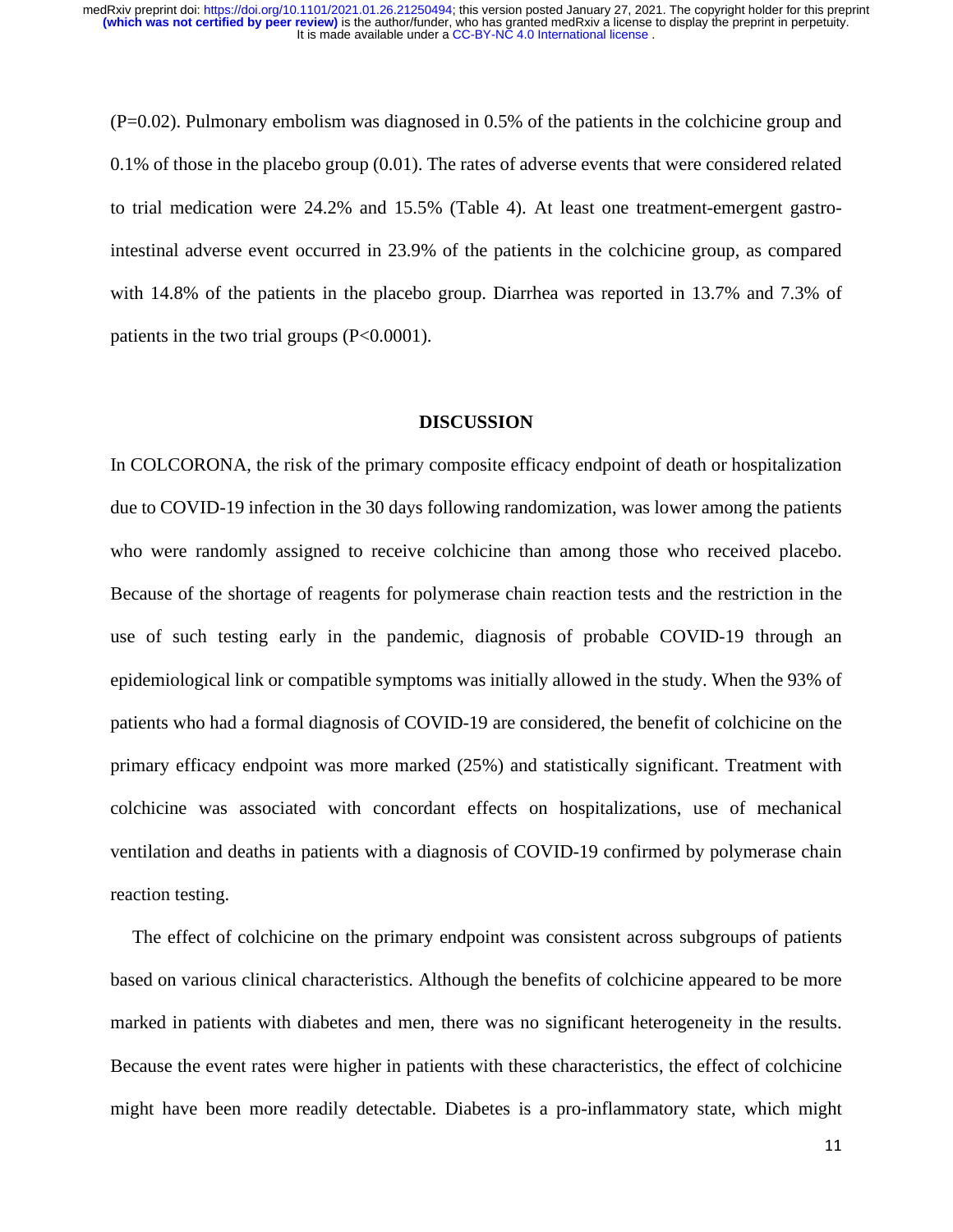(P=0.02). Pulmonary embolism was diagnosed in 0.5% of the patients in the colchicine group and 0.1% of those in the placebo group (0.01). The rates of adverse events that were considered related to trial medication were 24.2% and 15.5% (Table 4). At least one treatment-emergent gastro-intestinal adverse event occurred in 23.9% of the patients in the colchicine group, as compared with 14.8% of the patients in the placebo group. Diarrhea was reported in 13.7% and 7.3% of patients in the two trial groups (P<0.0001).

## DISCUSSION

In COLCORONA, the risk of the primary composite efficacy endpoint of death or hospitalization due to COVID-19 infection in the 30 days following randomization, was lower among the patients who were randomly assigned to receive colchicine than among those who received placebo. Because of the shortage of reagents for polymerase chain reaction tests and the restriction in the use of such testing early in the pandemic, diagnosis of probable COVID-19 through an epidemiological link or compatible symptoms was initially allowed in the study. When the 93% of patients who had a formal diagnosis of COVID-19 are considered, the benefit of colchicine on the primary efficacy endpoint was more marked (25%) and statistically significant. Treatment with colchicine was associated with concordant effects on hospitalizations, use of mechanical ventilation and deaths in patients with a diagnosis of COVID-19 confirmed by polymerase chain reaction testing.

The effect of colchicine on the primary endpoint was consistent across subgroups of patients based on various clinical characteristics. Although the benefits of colchicine appeared to be more marked in patients with diabetes and men, there was no significant heterogeneity in the results. Because the event rates were higher in patients with these characteristics, the effect of colchicine might have been more readily detectable. Diabetes is a pro-inflammatory state, which might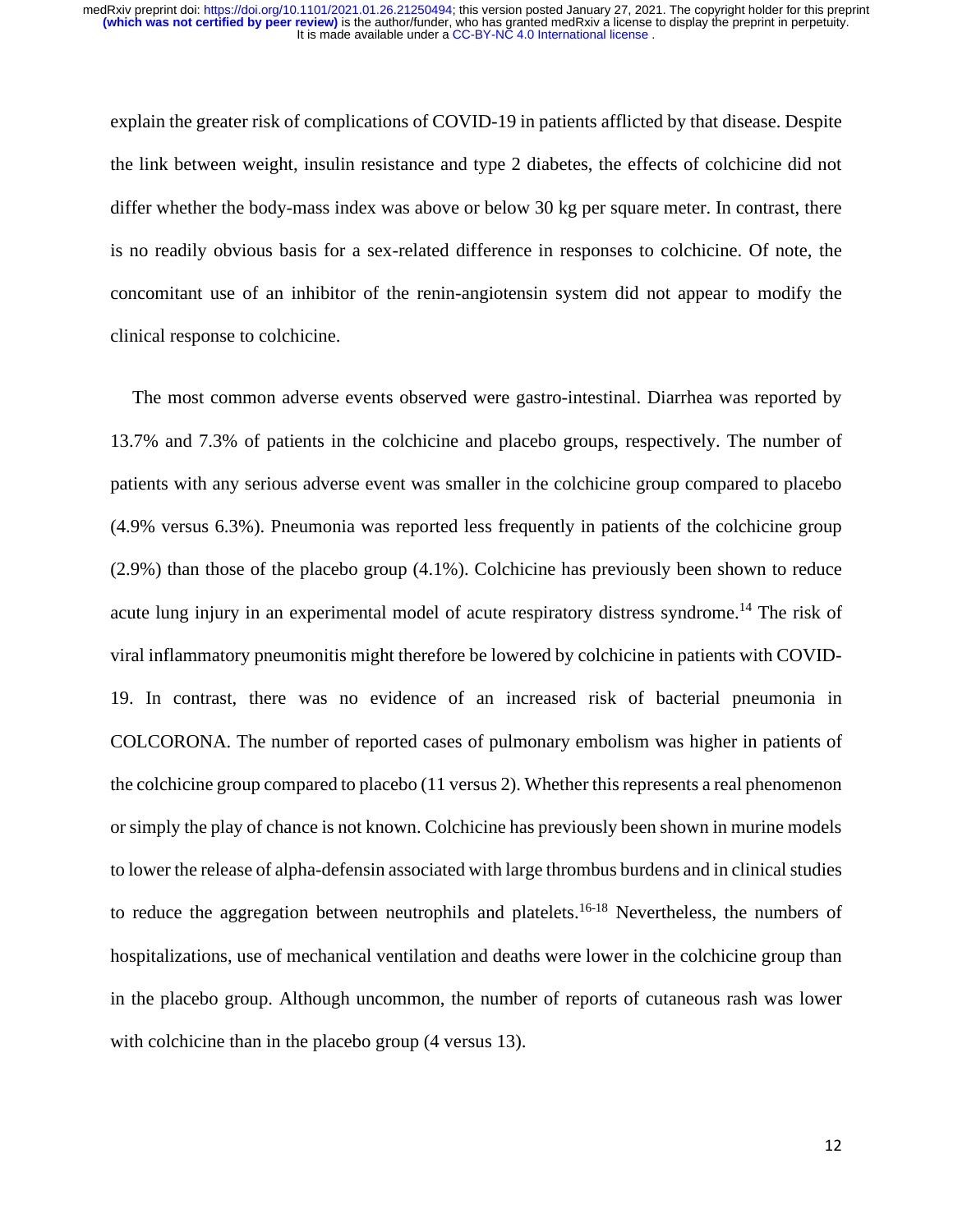explain the greater risk of complications of COVID-19 in patients afflicted by that disease. Despite the link between weight, insulin resistance and type 2 diabetes, the effects of colchicine did not differ whether the body-mass index was above or below 30 kg per square meter. In contrast, there is no readily obvious basis for a sex-related difference in responses to colchicine. Of note, the concomitant use of an inhibitor of the renin-angiotensin system did not appear to modify the clinical response to colchicine.

The most common adverse events observed were gastro-intestinal. Diarrhea was reported by 13.7% and 7.3% of patients in the colchicine and placebo groups, respectively. The number of patients with any serious adverse event was smaller in the colchicine group compared to placebo (4.9% versus 6.3%). Pneumonia was reported less frequently in patients of the colchicine group (2.9%) than those of the placebo group (4.1%). Colchicine has previously been shown to reduce acute lung injury in an experimental model of acute respiratory distress syndrome.[14] The risk of viral inflammatory pneumonitis might therefore be lowered by colchicine in patients with COVID-19. In contrast, there was no evidence of an increased risk of bacterial pneumonia in COLCORONA. The number of reported cases of pulmonary embolism was higher in patients of the colchicine group compared to placebo (11 versus 2). Whether this represents a real phenomenon or simply the play of chance is not known. Colchicine has previously been shown in murine models to lower the release of alpha-defensin associated with large thrombus burdens and in clinical studies to reduce the aggregation between neutrophils and platelets.[16-18] Nevertheless, the numbers of hospitalizations, use of mechanical ventilation and deaths were lower in the colchicine group than in the placebo group. Although uncommon, the number of reports of cutaneous rash was lower with colchicine than in the placebo group (4 versus 13).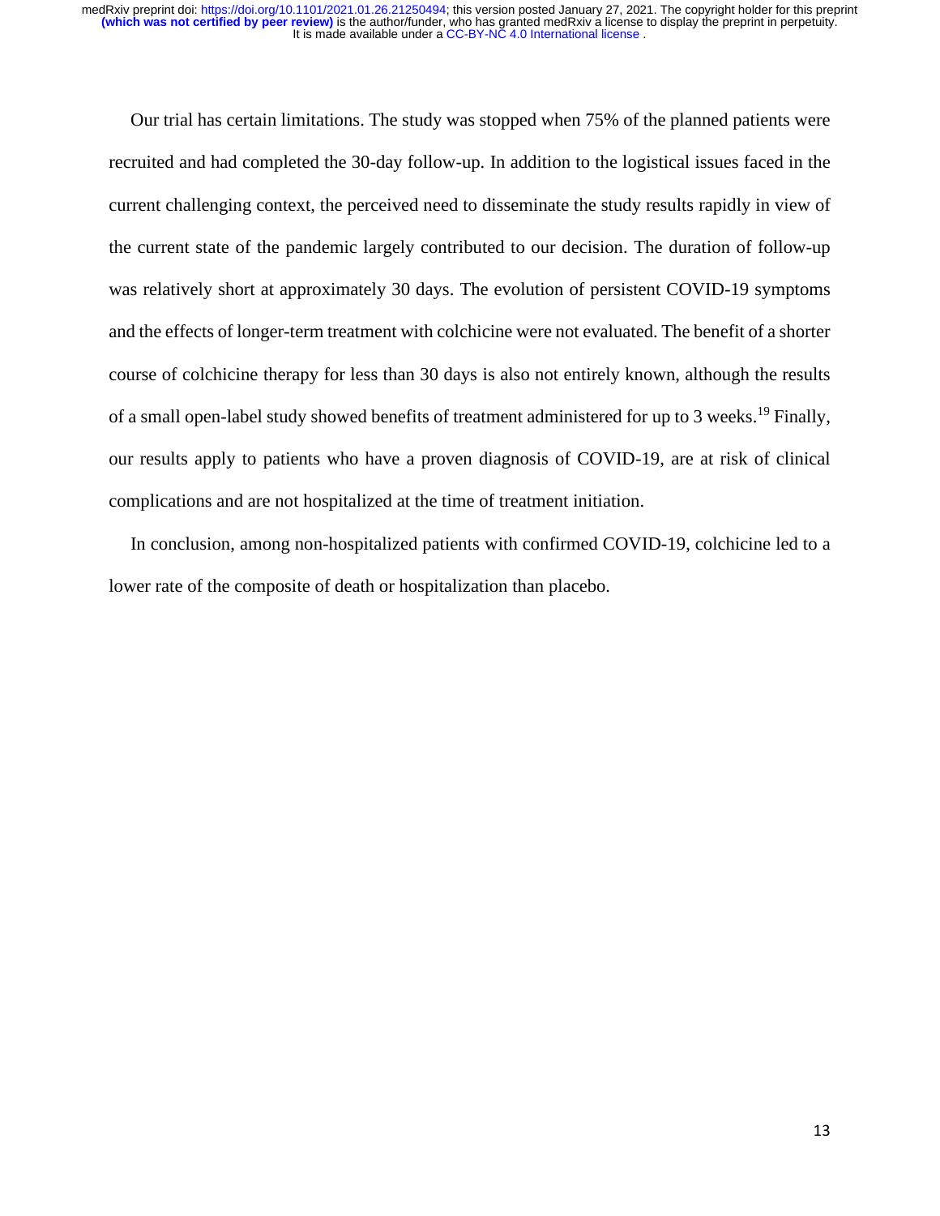Our trial has certain limitations. The study was stopped when 75% of the planned patients were recruited and had completed the 30-day follow-up. In addition to the logistical issues faced in the current challenging context, the perceived need to disseminate the study results rapidly in view of the current state of the pandemic largely contributed to our decision. The duration of follow-up was relatively short at approximately 30 days. The evolution of persistent COVID-19 symptoms and the effects of longer-term treatment with colchicine were not evaluated. The benefit of a shorter course of colchicine therapy for less than 30 days is also not entirely known, although the results of a small open-label study showed benefits of treatment administered for up to 3 weeks.[19] Finally, our results apply to patients who have a proven diagnosis of COVID-19, are at risk of clinical complications and are not hospitalized at the time of treatment initiation.

In conclusion, among non-hospitalized patients with confirmed COVID-19, colchicine led to a lower rate of the composite of death or hospitalization than placebo.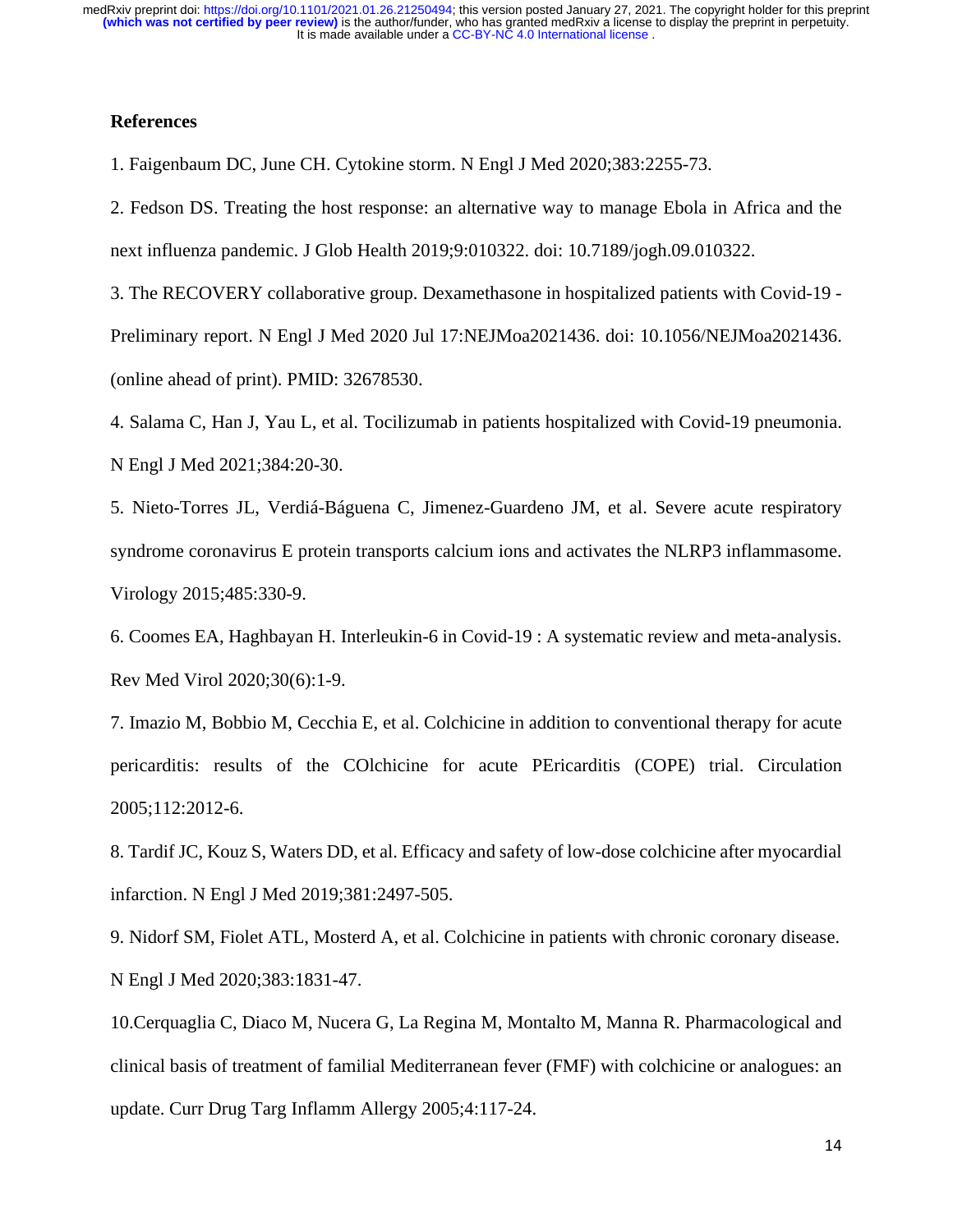## References

1. Faigenbaum DC, June CH. Cytokine storm. N Engl J Med 2020;383:2255-73.

2. Fedson DS. Treating the host response: an alternative way to manage Ebola in Africa and the next influenza pandemic. J Glob Health 2019;9:010322. doi: 10.7189/jogh.09.010322.

3. The RECOVERY collaborative group. Dexamethasone in hospitalized patients with Covid-19 - Preliminary report. N Engl J Med 2020 Jul 17:NEJMoa2021436. doi: 10.1056/NEJMoa2021436. (online ahead of print). PMID: 32678530.

4. Salama C, Han J, Yau L, et al. Tocilizumab in patients hospitalized with Covid-19 pneumonia. N Engl J Med 2021;384:20-30.

5. Nieto-Torres JL, Verdiá-Báguena C, Jimenez-Guardeno JM, et al. Severe acute respiratory syndrome coronavirus E protein transports calcium ions and activates the NLRP3 inflammasome. Virology 2015;485:330-9.

6. Coomes EA, Haghbayan H. Interleukin-6 in Covid-19 : A systematic review and meta-analysis. Rev Med Virol 2020;30(6):1-9.

7. Imazio M, Bobbio M, Cecchia E, et al. Colchicine in addition to conventional therapy for acute pericarditis: results of the COlchicine for acute PEricarditis (COPE) trial. Circulation 2005;112:2012-6.

8. Tardif JC, Kouz S, Waters DD, et al. Efficacy and safety of low-dose colchicine after myocardial infarction. N Engl J Med 2019;381:2497-505.

9. Nidorf SM, Fiolet ATL, Mosterd A, et al. Colchicine in patients with chronic coronary disease. N Engl J Med 2020;383:1831-47.

10.Cerquaglia C, Diaco M, Nucera G, La Regina M, Montalto M, Manna R. Pharmacological and clinical basis of treatment of familial Mediterranean fever (FMF) with colchicine or analogues: an update. Curr Drug Targ Inflamm Allergy 2005;4:117-24.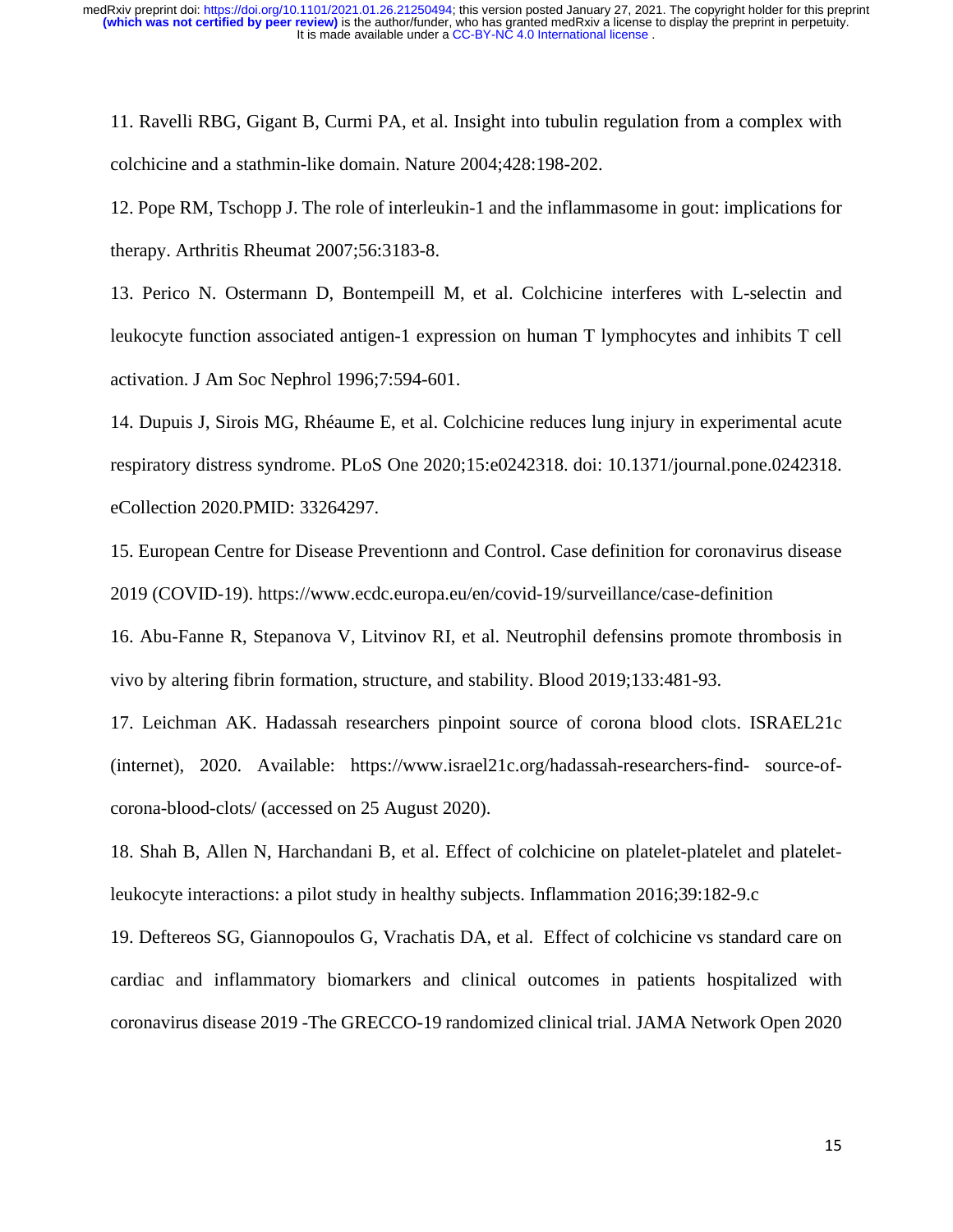11. Ravelli RBG, Gigant B, Curmi PA, et al. Insight into tubulin regulation from a complex with colchicine and a stathmin-like domain. Nature 2004;428:198-202.

12. Pope RM, Tschopp J. The role of interleukin-1 and the inflammasome in gout: implications for therapy. Arthritis Rheumat 2007;56:3183-8.

13. Perico N. Ostermann D, Bontempeill M, et al. Colchicine interferes with L-selectin and leukocyte function associated antigen-1 expression on human T lymphocytes and inhibits T cell activation. J Am Soc Nephrol 1996;7:594-601.

14. Dupuis J, Sirois MG, Rhéaume E, et al. Colchicine reduces lung injury in experimental acute respiratory distress syndrome. PLoS One 2020;15:e0242318. doi: 10.1371/journal.pone.0242318. eCollection 2020.PMID: 33264297.

15. European Centre for Disease Preventionn and Control. Case definition for coronavirus disease 2019 (COVID-19). https://www.ecdc.europa.eu/en/covid-19/surveillance/case-definition

16. Abu-Fanne R, Stepanova V, Litvinov RI, et al. Neutrophil defensins promote thrombosis in vivo by altering fibrin formation, structure, and stability. Blood 2019;133:481-93.

17. Leichman AK. Hadassah researchers pinpoint source of corona blood clots. ISRAEL21c (internet), 2020. Available: https://www.israel21c.org/hadassah-researchers-find- source-of-corona-blood-clots/ (accessed on 25 August 2020).

18. Shah B, Allen N, Harchandani B, et al. Effect of colchicine on platelet-platelet and platelet-leukocyte interactions: a pilot study in healthy subjects. Inflammation 2016;39:182-9.c

19. Deftereos SG, Giannopoulos G, Vrachatis DA, et al. Effect of colchicine vs standard care on cardiac and inflammatory biomarkers and clinical outcomes in patients hospitalized with coronavirus disease 2019 -The GRECCO-19 randomized clinical trial. JAMA Network Open 2020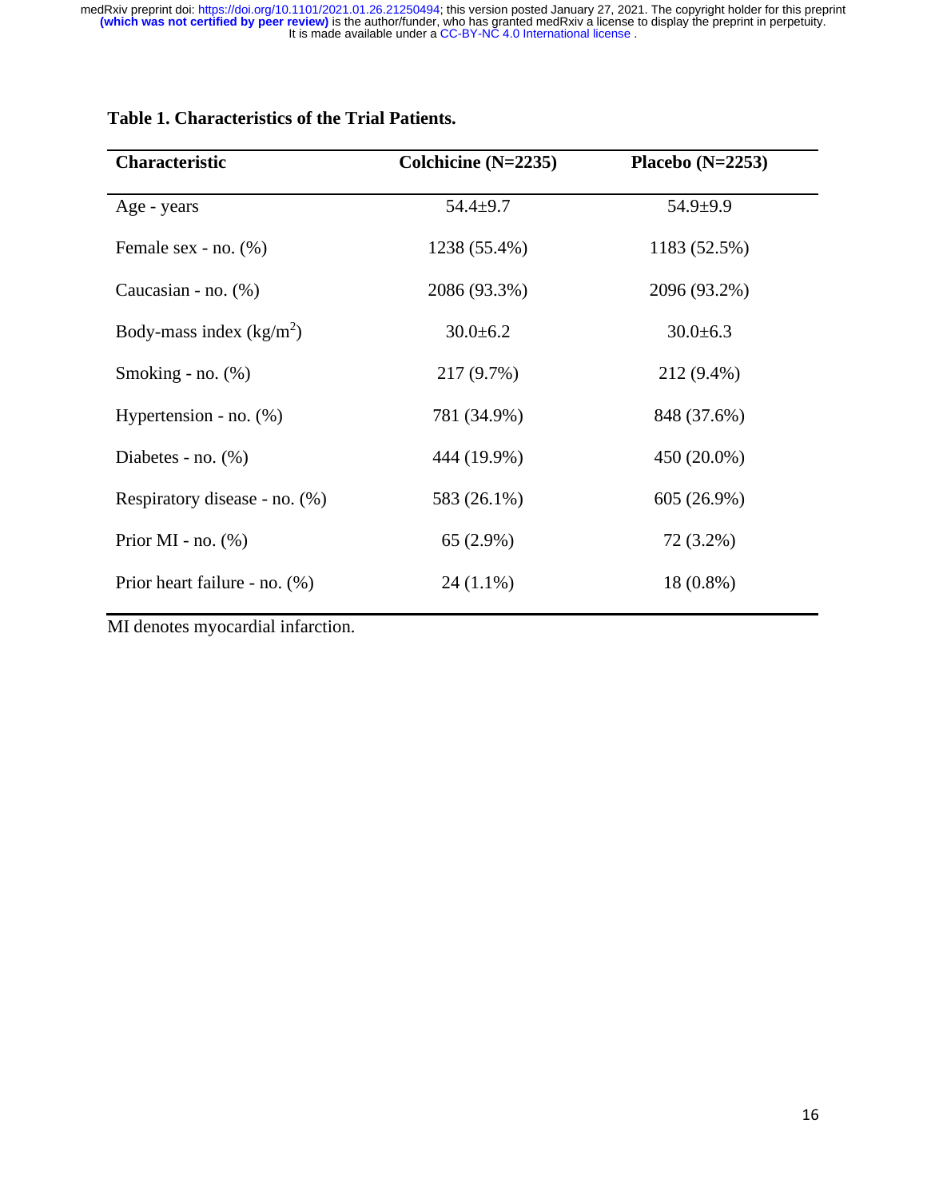**Table 1. Characteristics of the Trial Patients.**

| Characteristic | Colchicine (N=2235) | Placebo (N=2253) |
|---|---|---|
| Age - years | 54.4±9.7 | 54.9±9.9 |
| Female sex - no. (%) | 1238 (55.4%) | 1183 (52.5%) |
| Caucasian - no. (%) | 2086 (93.3%) | 2096 (93.2%) |
| Body-mass index ($kg/m^2$) | 30.0±6.2 | 30.0±6.3 |
| Smoking - no. (%) | 217 (9.7%) | 212 (9.4%) |
| Hypertension - no. (%) | 781 (34.9%) | 848 (37.6%) |
| Diabetes - no. (%) | 444 (19.9%) | 450 (20.0%) |
| Respiratory disease - no. (%) | 583 (26.1%) | 605 (26.9%) |
| Prior MI - no. (%) | 65 (2.9%) | 72 (3.2%) |
| Prior heart failure - no. (%) | 24 (1.1%) | 18 (0.8%) |

MI denotes myocardial infarction.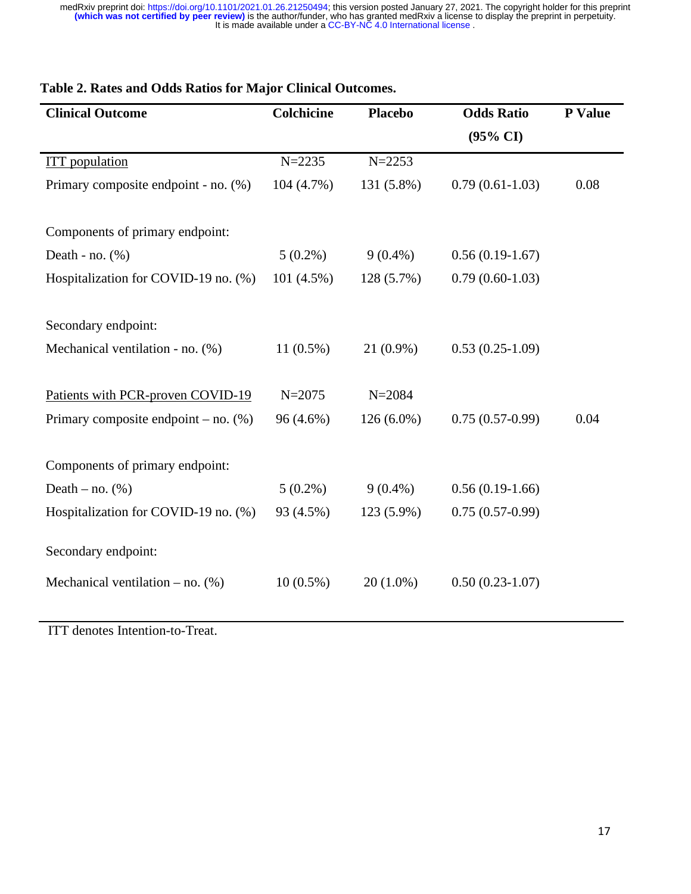**Table 2. Rates and Odds Ratios for Major Clinical Outcomes.**

| Clinical Outcome | Colchicine | Placebo | Odds Ratio (95% CI) | P Value |
|---|---|---|---|---|
| ITT population | N=2235 | N=2253 | | |
| Primary composite endpoint - no. (%) | 104 (4.7%) | 131 (5.8%) | 0.79 (0.61-1.03) | 0.08 |
| Components of primary endpoint: | | | | |
| Death - no. (%) | 5 (0.2%) | 9 (0.4%) | 0.56 (0.19-1.67) | |
| Hospitalization for COVID-19 no. (%) | 101 (4.5%) | 128 (5.7%) | 0.79 (0.60-1.03) | |
| Secondary endpoint: | | | | |
| Mechanical ventilation - no. (%) | 11 (0.5%) | 21 (0.9%) | 0.53 (0.25-1.09) | |
| Patients with PCR-proven COVID-19 | N=2075 | N=2084 | | |
| Primary composite endpoint – no. (%) | 96 (4.6%) | 126 (6.0%) | 0.75 (0.57-0.99) | 0.04 |
| Components of primary endpoint: | | | | |
| Death – no. (%) | 5 (0.2%) | 9 (0.4%) | 0.56 (0.19-1.66) | |
| Hospitalization for COVID-19 no. (%) | 93 (4.5%) | 123 (5.9%) | 0.75 (0.57-0.99) | |
| Secondary endpoint: | | | | |
| Mechanical ventilation – no. (%) | 10 (0.5%) | 20 (1.0%) | 0.50 (0.23-1.07) | |

ITT denotes Intention-to-Treat.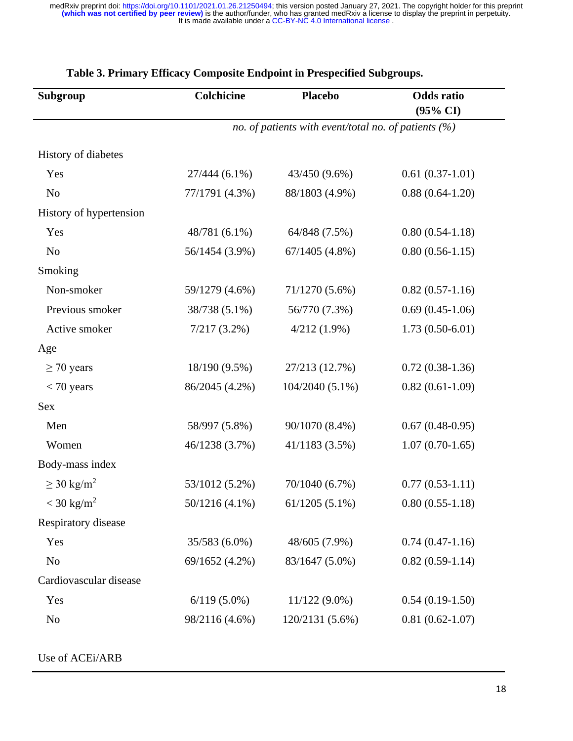**Table 3. Primary Efficacy Composite Endpoint in Prespecified Subgroups.**

| Subgroup | Colchicine | Placebo | Odds ratio (95% CI) |
|---|---|---|---|
| | *no. of patients with event/total no. of patients (%)* | | |
| History of diabetes | | | |
| Yes | 27/444 (6.1%) | 43/450 (9.6%) | 0.61 (0.37-1.01) |
| No | 77/1791 (4.3%) | 88/1803 (4.9%) | 0.88 (0.64-1.20) |
| History of hypertension | | | |
| Yes | 48/781 (6.1%) | 64/848 (7.5%) | 0.80 (0.54-1.18) |
| No | 56/1454 (3.9%) | 67/1405 (4.8%) | 0.80 (0.56-1.15) |
| Smoking | | | |
| Non-smoker | 59/1279 (4.6%) | 71/1270 (5.6%) | 0.82 (0.57-1.16) |
| Previous smoker | 38/738 (5.1%) | 56/770 (7.3%) | 0.69 (0.45-1.06) |
| Active smoker | 7/217 (3.2%) | 4/212 (1.9%) | 1.73 (0.50-6.01) |
| Age | | | |
| $\geq$ 70 years | 18/190 (9.5%) | 27/213 (12.7%) | 0.72 (0.38-1.36) |
| $<$ 70 years | 86/2045 (4.2%) | 104/2040 (5.1%) | 0.82 (0.61-1.09) |
| Sex | | | |
| Men | 58/997 (5.8%) | 90/1070 (8.4%) | 0.67 (0.48-0.95) |
| Women | 46/1238 (3.7%) | 41/1183 (3.5%) | 1.07 (0.70-1.65) |
| Body-mass index | | | |
| $\geq$ 30 kg/m$^2$ | 53/1012 (5.2%) | 70/1040 (6.7%) | 0.77 (0.53-1.11) |
| $<$ 30 kg/m$^2$ | 50/1216 (4.1%) | 61/1205 (5.1%) | 0.80 (0.55-1.18) |
| Respiratory disease | | | |
| Yes | 35/583 (6.0%) | 48/605 (7.9%) | 0.74 (0.47-1.16) |
| No | 69/1652 (4.2%) | 83/1647 (5.0%) | 0.82 (0.59-1.14) |
| Cardiovascular disease | | | |
| Yes | 6/119 (5.0%) | 11/122 (9.0%) | 0.54 (0.19-1.50) |
| No | 98/2116 (4.6%) | 120/2131 (5.6%) | 0.81 (0.62-1.07) |
| Use of ACEi/ARB | | | |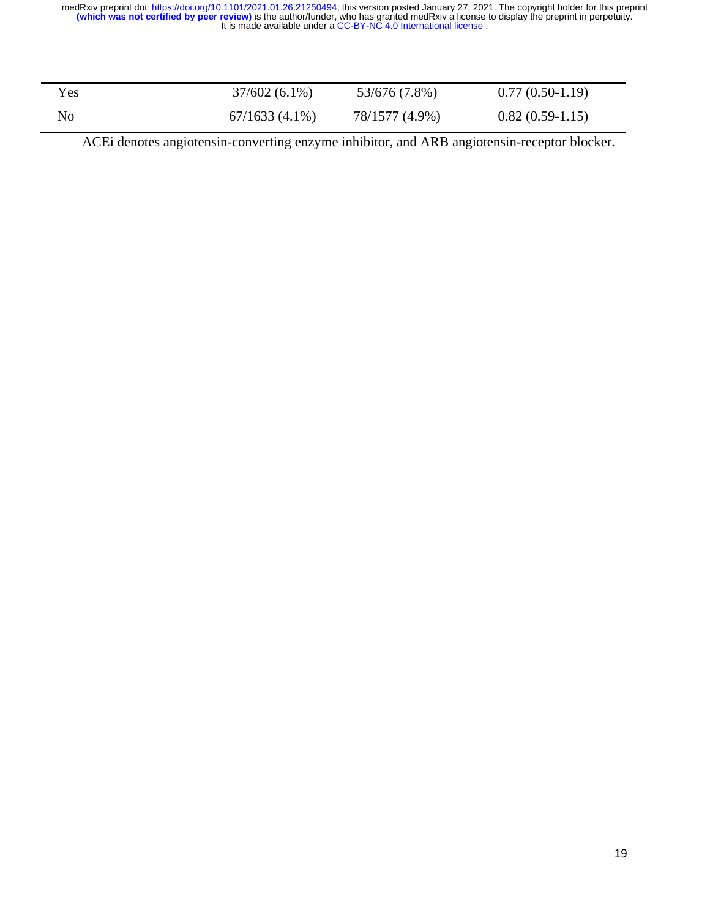| | | | |
|---|---|---|---|
| Yes | 37/602 (6.1%) | 53/676 (7.8%) | 0.77 (0.50-1.19) |
| No | 67/1633 (4.1%) | 78/1577 (4.9%) | 0.82 (0.59-1.15) |

ACEi denotes angiotensin-converting enzyme inhibitor, and ARB angiotensin-receptor blocker.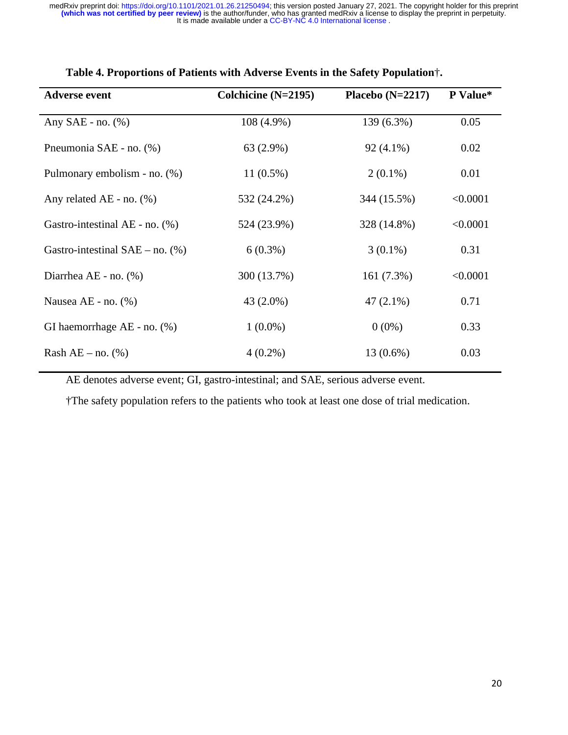**Table 4. Proportions of Patients with Adverse Events in the Safety Population†.**

| Adverse event | Colchicine (N=2195) | Placebo (N=2217) | P Value* |
|---|---|---|---|
| Any SAE - no. (%) | 108 (4.9%) | 139 (6.3%) | 0.05 |
| Pneumonia SAE - no. (%) | 63 (2.9%) | 92 (4.1%) | 0.02 |
| Pulmonary embolism - no. (%) | 11 (0.5%) | 2 (0.1%) | 0.01 |
| Any related AE - no. (%) | 532 (24.2%) | 344 (15.5%) | <0.0001 |
| Gastro-intestinal AE - no. (%) | 524 (23.9%) | 328 (14.8%) | <0.0001 |
| Gastro-intestinal SAE – no. (%) | 6 (0.3%) | 3 (0.1%) | 0.31 |
| Diarrhea AE - no. (%) | 300 (13.7%) | 161 (7.3%) | <0.0001 |
| Nausea AE - no. (%) | 43 (2.0%) | 47 (2.1%) | 0.71 |
| GI haemorrhage AE - no. (%) | 1 (0.0%) | 0 (0%) | 0.33 |
| Rash AE – no. (%) | 4 (0.2%) | 13 (0.6%) | 0.03 |

AE denotes adverse event; GI, gastro-intestinal; and SAE, serious adverse event.

†The safety population refers to the patients who took at least one dose of trial medication.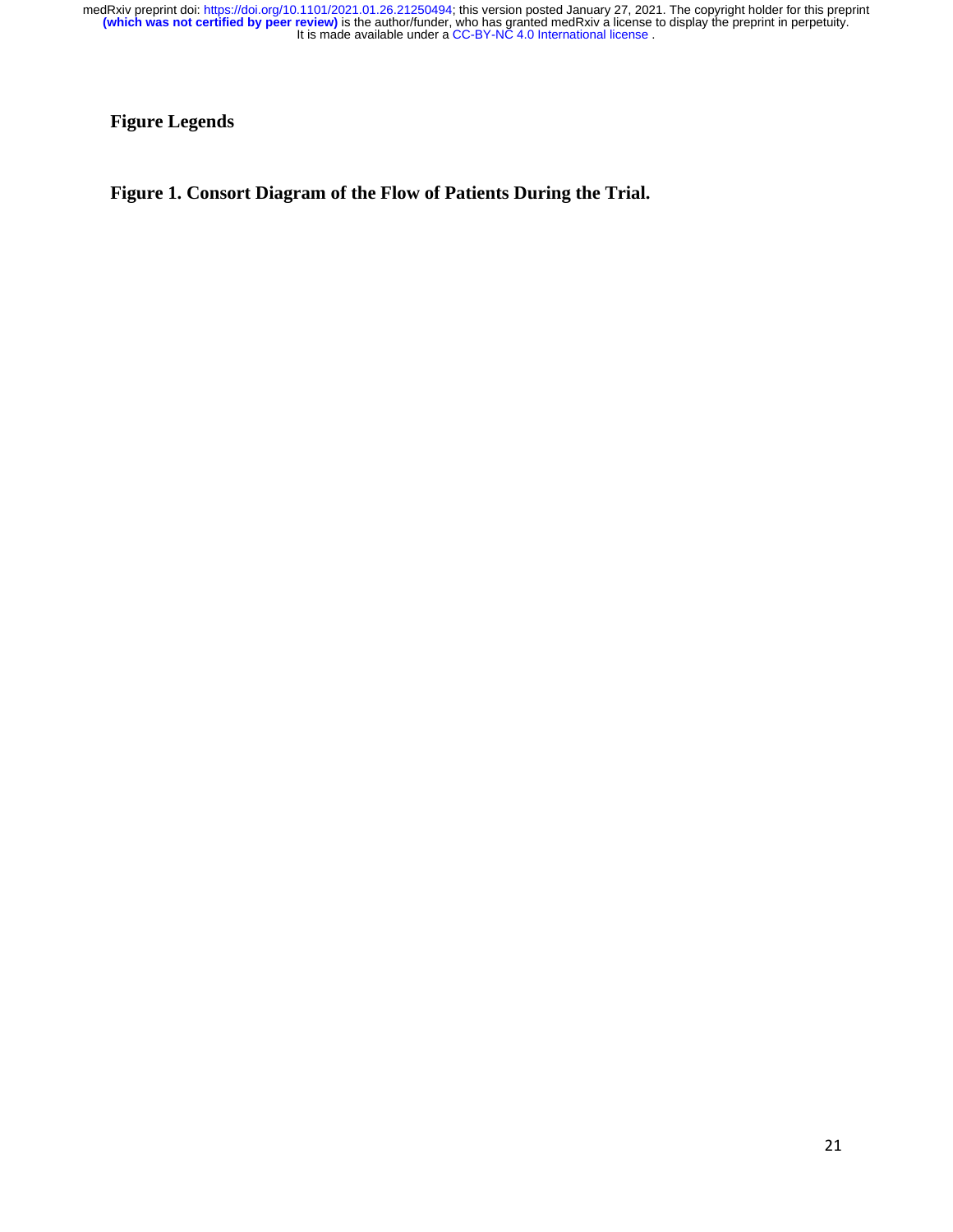# Figure Legends

**Figure 1. Consort Diagram of the Flow of Patients During the Trial.**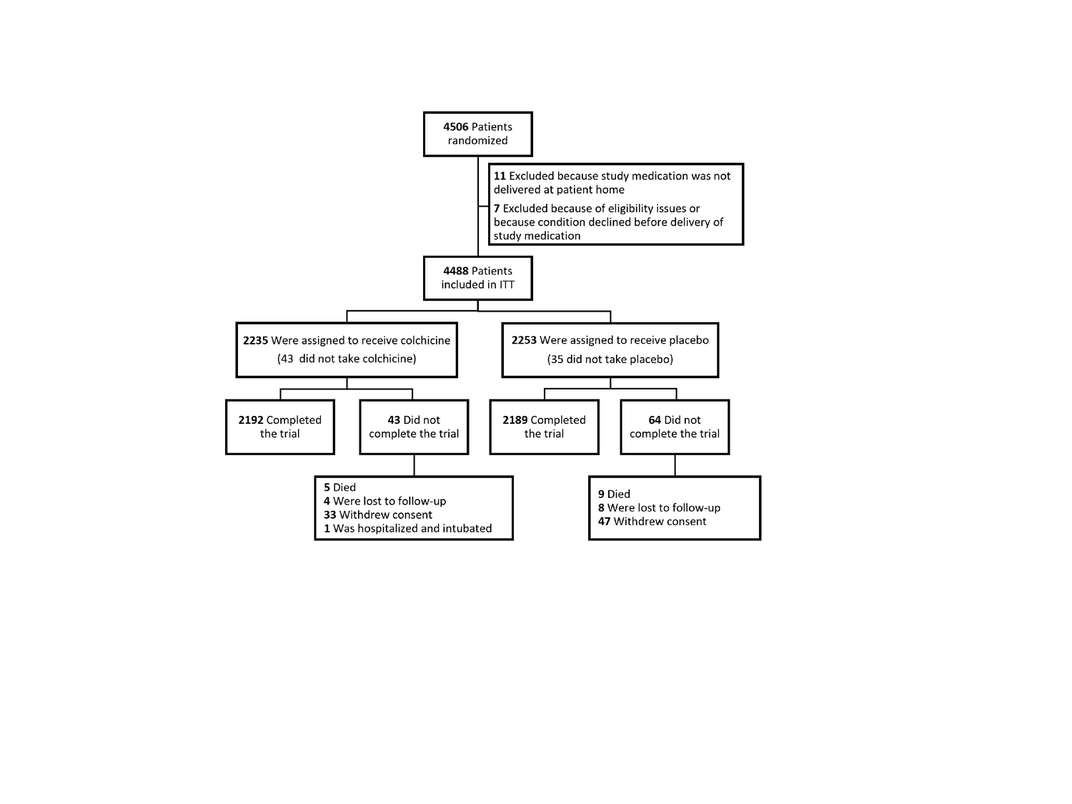**4506** Patients randomized

**11** Excluded because study medication was not delivered at patient home

**7** Excluded because of eligibility issues or because condition declined before delivery of study medication

**4488** Patients included in ITT

**2235** Were assigned to receive colchicine (43 did not take colchicine)

**2253** Were assigned to receive placebo (35 did not take placebo)

**2192** Completed the trial

**43** Did not complete the trial

**2189** Completed the trial

**64** Did not complete the trial

**5** Died
**4** Were lost to follow-up
**33** Withdrew consent
**1** Was hospitalized and intubated

**9** Died
**8** Were lost to follow-up
**47** Withdrew consent